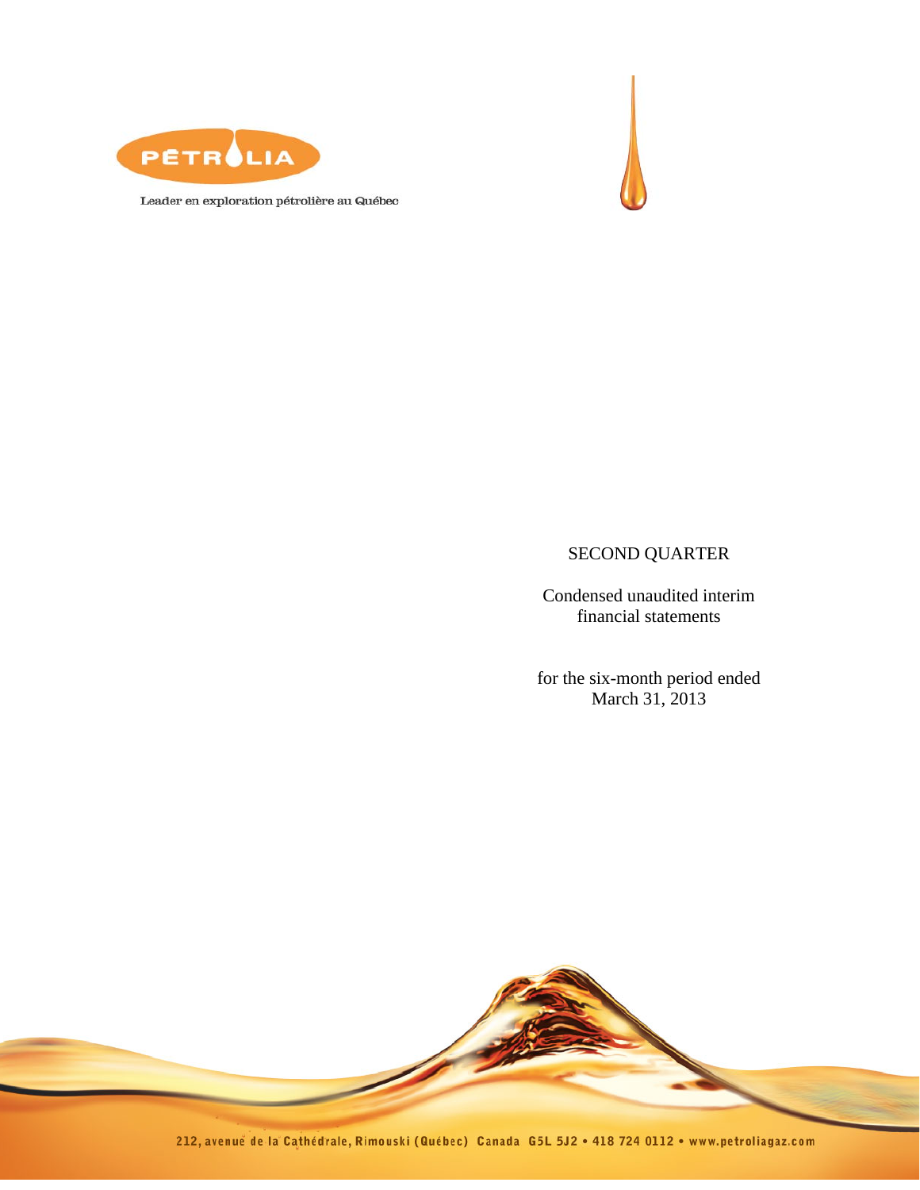PÉTROLIA

Leader en exploration pétrolière au Québec

SECOND QUARTER

Condensed unaudited interim financial statements

for the six-month period ended March 31, 2013

212, avenue de la Cathédrale, Rimouski (Québec) Canada G5L 5J2 • 418 724 0112 • www.petroliagaz.com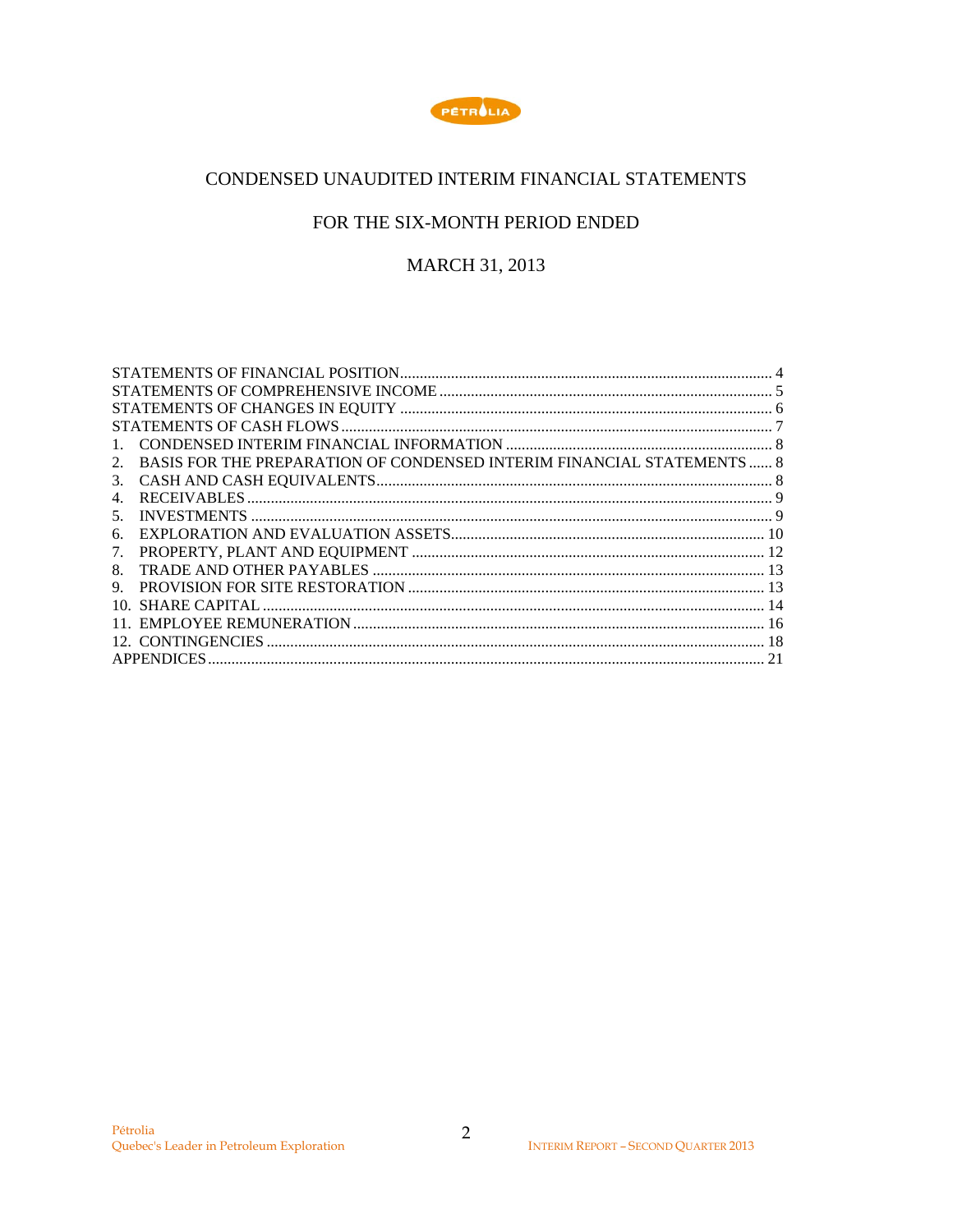# CONDENSED UNAUDITED INTERIM FINANCIAL STATEMENTS

## FOR THE SIX-MONTH PERIOD ENDED

## MARCH 31, 2013

| | |
|---|---|
| STATEMENTS OF FINANCIAL POSITION | 4 |
| STATEMENTS OF COMPREHENSIVE INCOME | 5 |
| STATEMENTS OF CHANGES IN EQUITY | 6 |
| STATEMENTS OF CASH FLOWS | 7 |
| 1. CONDENSED INTERIM FINANCIAL INFORMATION | 8 |
| 2. BASIS FOR THE PREPARATION OF CONDENSED INTERIM FINANCIAL STATEMENTS | 8 |
| 3. CASH AND CASH EQUIVALENTS | 8 |
| 4. RECEIVABLES | 9 |
| 5. INVESTMENTS | 9 |
| 6. EXPLORATION AND EVALUATION ASSETS | 10 |
| 7. PROPERTY, PLANT AND EQUIPMENT | 12 |
| 8. TRADE AND OTHER PAYABLES | 13 |
| 9. PROVISION FOR SITE RESTORATION | 13 |
| 10. SHARE CAPITAL | 14 |
| 11. EMPLOYEE REMUNERATION | 16 |
| 12. CONTINGENCIES | 18 |
| APPENDICES | 21 |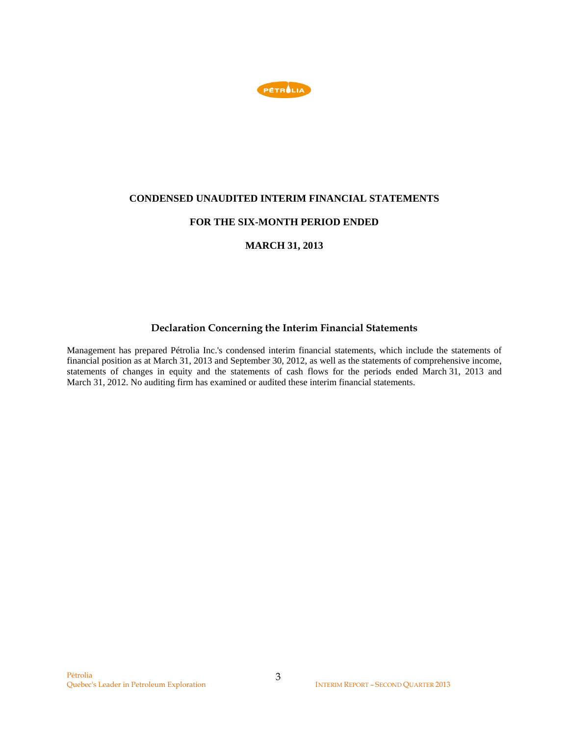**CONDENSED UNAUDITED INTERIM FINANCIAL STATEMENTS**

**FOR THE SIX-MONTH PERIOD ENDED**

**MARCH 31, 2013**

## Declaration Concerning the Interim Financial Statements

Management has prepared Pétrolia Inc.'s condensed interim financial statements, which include the statements of financial position as at March 31, 2013 and September 30, 2012, as well as the statements of comprehensive income, statements of changes in equity and the statements of cash flows for the periods ended March 31, 2013 and March 31, 2012. No auditing firm has examined or audited these interim financial statements.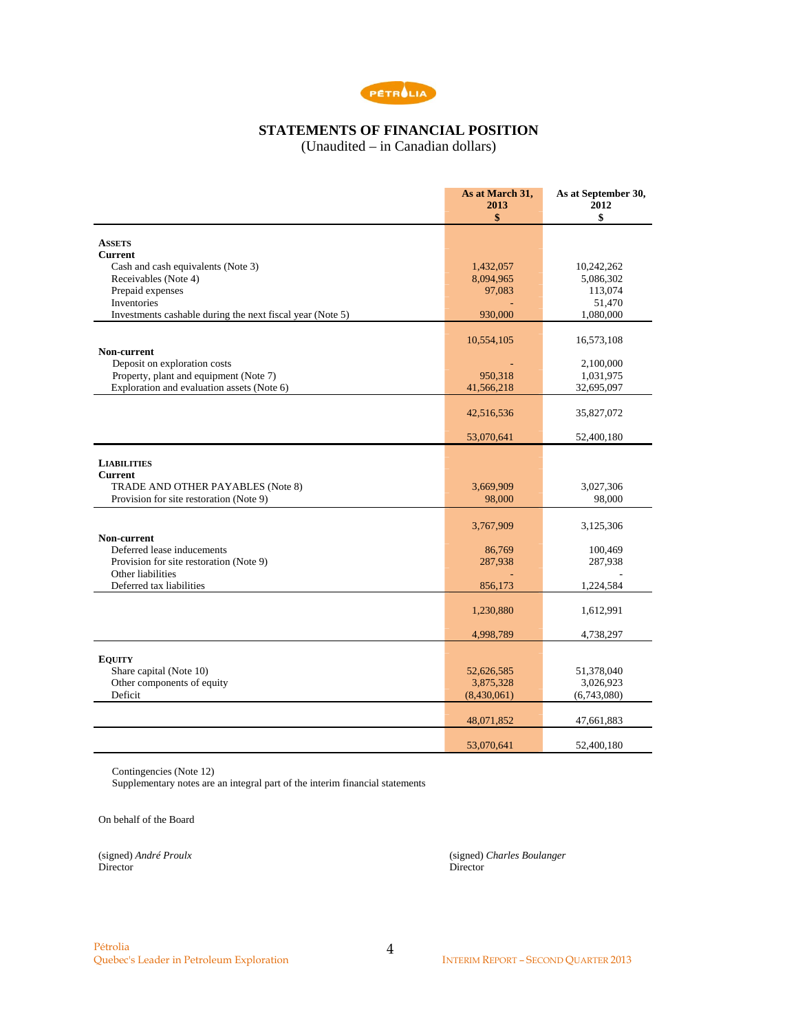## STATEMENTS OF FINANCIAL POSITION

(Unaudited – in Canadian dollars)

| | As at March 31, 2013 $ | As at September 30, 2012 $ |
|---|---|---|
| **ASSETS** | | |
| **Current** | | |
| Cash and cash equivalents (Note 3) | 1,432,057 | 10,242,262 |
| Receivables (Note 4) | 8,094,965 | 5,086,302 |
| Prepaid expenses | 97,083 | 113,074 |
| Inventories | - | 51,470 |
| Investments cashable during the next fiscal year (Note 5) | 930,000 | 1,080,000 |
| | 10,554,105 | 16,573,108 |
| **Non-current** | | |
| Deposit on exploration costs | - | 2,100,000 |
| Property, plant and equipment (Note 7) | 950,318 | 1,031,975 |
| Exploration and evaluation assets (Note 6) | 41,566,218 | 32,695,097 |
| | 42,516,536 | 35,827,072 |
| | 53,070,641 | 52,400,180 |
| **LIABILITIES** | | |
| **Current** | | |
| TRADE AND OTHER PAYABLES (Note 8) | 3,669,909 | 3,027,306 |
| Provision for site restoration (Note 9) | 98,000 | 98,000 |
| | 3,767,909 | 3,125,306 |
| **Non-current** | | |
| Deferred lease inducements | 86,769 | 100,469 |
| Provision for site restoration (Note 9) | 287,938 | 287,938 |
| Other liabilities | - | - |
| Deferred tax liabilities | 856,173 | 1,224,584 |
| | 1,230,880 | 1,612,991 |
| | 4,998,789 | 4,738,297 |
| **EQUITY** | | |
| Share capital (Note 10) | 52,626,585 | 51,378,040 |
| Other components of equity | 3,875,328 | 3,026,923 |
| Deficit | (8,430,061) | (6,743,080) |
| | 48,071,852 | 47,661,883 |
| | 53,070,641 | 52,400,180 |

Contingencies (Note 12)

Supplementary notes are an integral part of the interim financial statements

On behalf of the Board

(signed) *André Proulx*
Director

(signed) *Charles Boulanger*
Director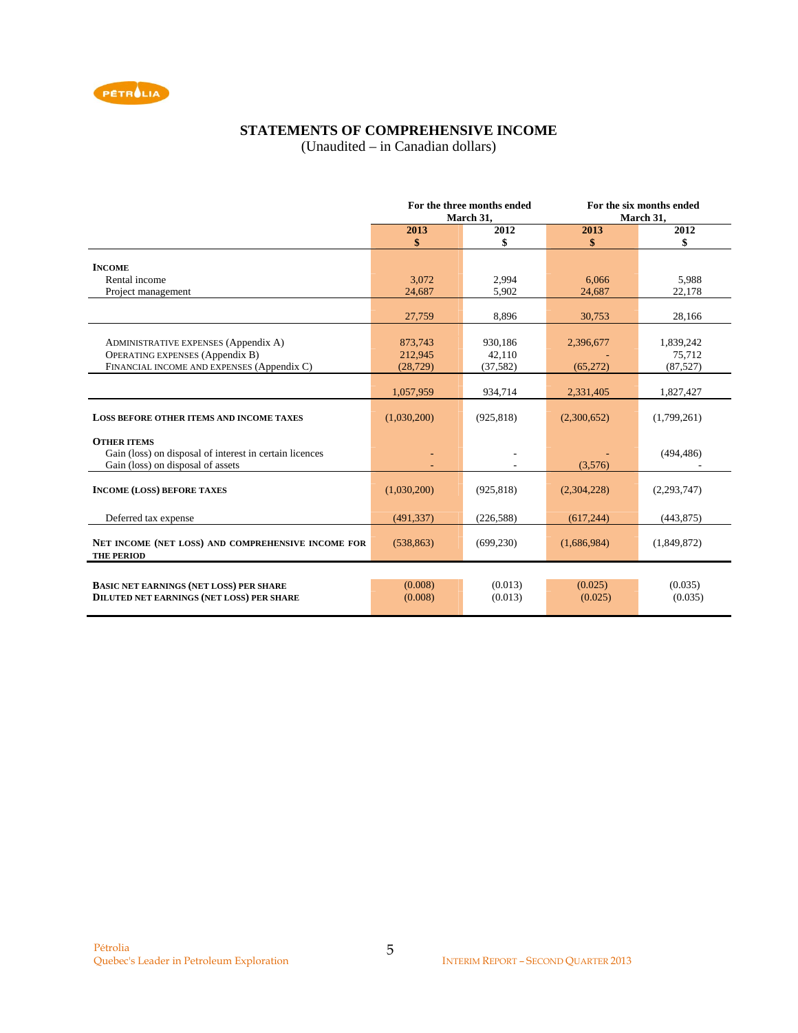## STATEMENTS OF COMPREHENSIVE INCOME

(Unaudited – in Canadian dollars)

| | For the three months ended March 31, | | For the six months ended March 31, | |
|---|---|---|---|---|
| | 2013 $ | 2012 $ | 2013 $ | 2012 $ |
| **INCOME** | | | | |
| Rental income | 3,072 | 2,994 | 6,066 | 5,988 |
| Project management | 24,687 | 5,902 | 24,687 | 22,178 |
| | 27,759 | 8,896 | 30,753 | 28,166 |
| ADMINISTRATIVE EXPENSES (Appendix A) | 873,743 | 930,186 | 2,396,677 | 1,839,242 |
| OPERATING EXPENSES (Appendix B) | 212,945 | 42,110 | - | 75,712 |
| FINANCIAL INCOME AND EXPENSES (Appendix C) | (28,729) | (37,582) | (65,272) | (87,527) |
| | 1,057,959 | 934,714 | 2,331,405 | 1,827,427 |
| **LOSS BEFORE OTHER ITEMS AND INCOME TAXES** | (1,030,200) | (925,818) | (2,300,652) | (1,799,261) |
| **OTHER ITEMS** | | | | |
| Gain (loss) on disposal of interest in certain licences | - | - | - | (494,486) |
| Gain (loss) on disposal of assets | - | - | (3,576) | - |
| **INCOME (LOSS) BEFORE TAXES** | (1,030,200) | (925,818) | (2,304,228) | (2,293,747) |
| Deferred tax expense | (491,337) | (226,588) | (617,244) | (443,875) |
| **NET INCOME (NET LOSS) AND COMPREHENSIVE INCOME FOR THE PERIOD** | (538,863) | (699,230) | (1,686,984) | (1,849,872) |
| **BASIC NET EARNINGS (NET LOSS) PER SHARE** | (0.008) | (0.013) | (0.025) | (0.035) |
| **DILUTED NET EARNINGS (NET LOSS) PER SHARE** | (0.008) | (0.013) | (0.025) | (0.035) |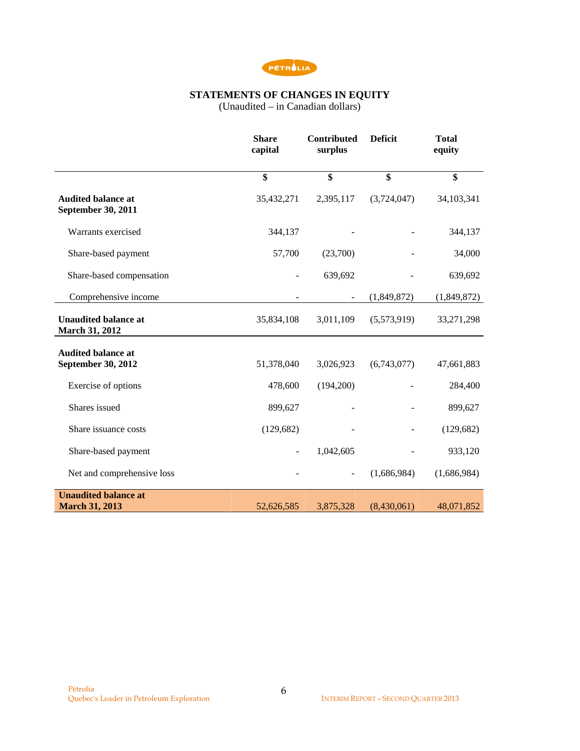# STATEMENTS OF CHANGES IN EQUITY

(Unaudited – in Canadian dollars)

| | Share capital | Contributed surplus | Deficit | Total equity |
|---|---|---|---|---|
| | $ | $ | $ | $ |
| **Audited balance at September 30, 2011** | 35,432,271 | 2,395,117 | (3,724,047) | 34,103,341 |
| Warrants exercised | 344,137 | - | - | 344,137 |
| Share-based payment | 57,700 | (23,700) | - | 34,000 |
| Share-based compensation | - | 639,692 | - | 639,692 |
| Comprehensive income | - | - | (1,849,872) | (1,849,872) |
| **Unaudited balance at March 31, 2012** | 35,834,108 | 3,011,109 | (5,573,919) | 33,271,298 |
| **Audited balance at September 30, 2012** | 51,378,040 | 3,026,923 | (6,743,077) | 47,661,883 |
| Exercise of options | 478,600 | (194,200) | - | 284,400 |
| Shares issued | 899,627 | - | - | 899,627 |
| Share issuance costs | (129,682) | - | - | (129,682) |
| Share-based payment | - | 1,042,605 | - | 933,120 |
| Net and comprehensive loss | - | - | (1,686,984) | (1,686,984) |
| **Unaudited balance at March 31, 2013** | 52,626,585 | 3,875,328 | (8,430,061) | 48,071,852 |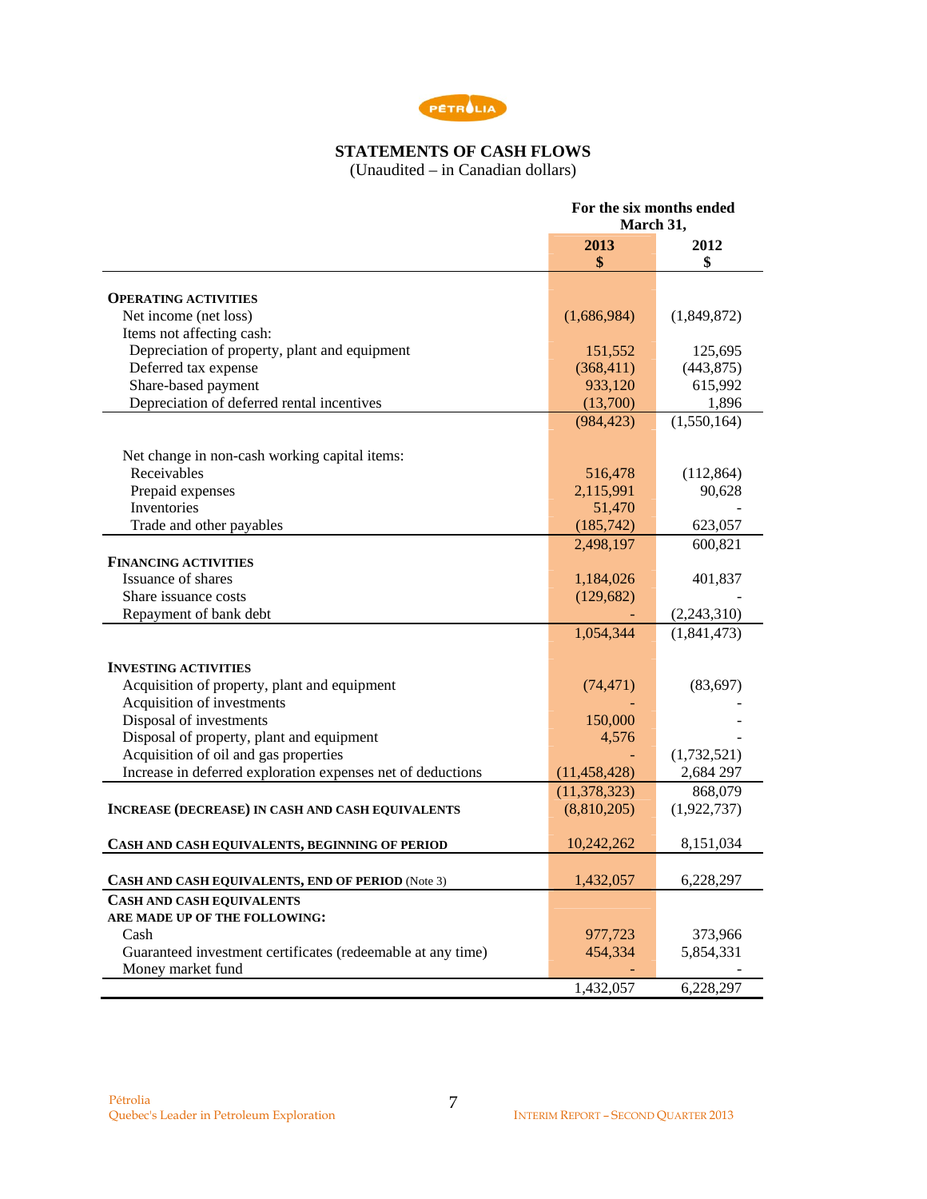## STATEMENTS OF CASH FLOWS

(Unaudited – in Canadian dollars)

| | For the six months ended March 31, | |
|---|---|---|
| | **2013** **$** | **2012** **$** |
| **OPERATING ACTIVITIES** | | |
| Net income (net loss) | (1,686,984) | (1,849,872) |
| Items not affecting cash: | | |
| Depreciation of property, plant and equipment | 151,552 | 125,695 |
| Deferred tax expense | (368,411) | (443,875) |
| Share-based payment | 933,120 | 615,992 |
| Depreciation of deferred rental incentives | (13,700) | 1,896 |
| | (984,423) | (1,550,164) |
| Net change in non-cash working capital items: | | |
| Receivables | 516,478 | (112,864) |
| Prepaid expenses | 2,115,991 | 90,628 |
| Inventories | 51,470 | - |
| Trade and other payables | (185,742) | 623,057 |
| | 2,498,197 | 600,821 |
| **FINANCING ACTIVITIES** | | |
| Issuance of shares | 1,184,026 | 401,837 |
| Share issuance costs | (129,682) | - |
| Repayment of bank debt | - | (2,243,310) |
| | 1,054,344 | (1,841,473) |
| **INVESTING ACTIVITIES** | | |
| Acquisition of property, plant and equipment | (74,471) | (83,697) |
| Acquisition of investments | - | - |
| Disposal of investments | 150,000 | - |
| Disposal of property, plant and equipment | 4,576 | - |
| Acquisition of oil and gas properties | - | (1,732,521) |
| Increase in deferred exploration expenses net of deductions | (11,458,428) | 2,684 297 |
| | (11,378,323) | 868,079 |
| **INCREASE (DECREASE) IN CASH AND CASH EQUIVALENTS** | (8,810,205) | (1,922,737) |
| **CASH AND CASH EQUIVALENTS, BEGINNING OF PERIOD** | 10,242,262 | 8,151,034 |
| **CASH AND CASH EQUIVALENTS, END OF PERIOD** (Note 3) | 1,432,057 | 6,228,297 |
| **CASH AND CASH EQUIVALENTS ARE MADE UP OF THE FOLLOWING:** | | |
| Cash | 977,723 | 373,966 |
| Guaranteed investment certificates (redeemable at any time) | 454,334 | 5,854,331 |
| Money market fund | - | - |
| | 1,432,057 | 6,228,297 |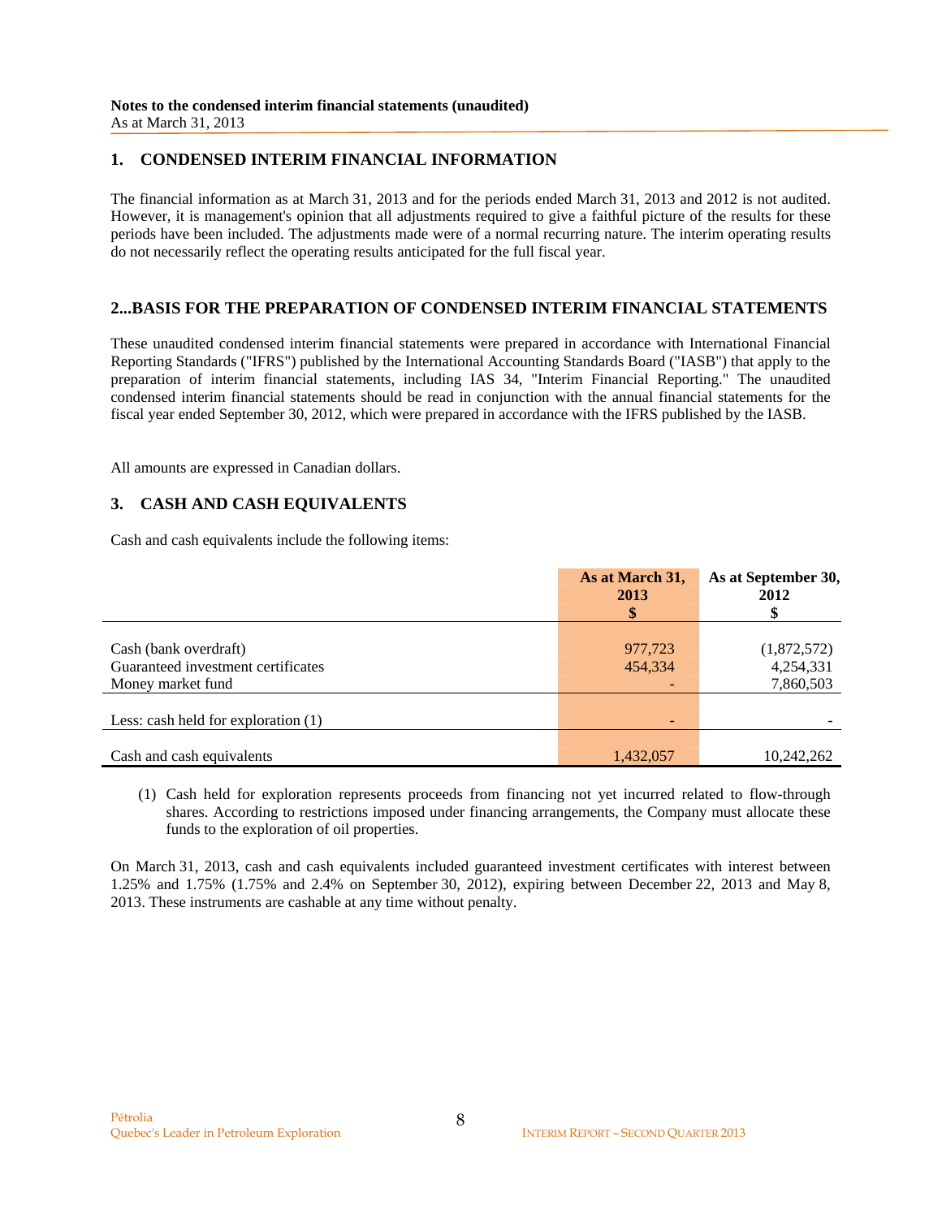**Notes to the condensed interim financial statements (unaudited)**
As at March 31, 2013

## 1. CONDENSED INTERIM FINANCIAL INFORMATION

The financial information as at March 31, 2013 and for the periods ended March 31, 2013 and 2012 is not audited. However, it is management's opinion that all adjustments required to give a faithful picture of the results for these periods have been included. The adjustments made were of a normal recurring nature. The interim operating results do not necessarily reflect the operating results anticipated for the full fiscal year.

## 2...BASIS FOR THE PREPARATION OF CONDENSED INTERIM FINANCIAL STATEMENTS

These unaudited condensed interim financial statements were prepared in accordance with International Financial Reporting Standards ("IFRS") published by the International Accounting Standards Board ("IASB") that apply to the preparation of interim financial statements, including IAS 34, "Interim Financial Reporting." The unaudited condensed interim financial statements should be read in conjunction with the annual financial statements for the fiscal year ended September 30, 2012, which were prepared in accordance with the IFRS published by the IASB.

All amounts are expressed in Canadian dollars.

## 3. CASH AND CASH EQUIVALENTS

Cash and cash equivalents include the following items:

| | As at March 31, 2013 $ | As at September 30, 2012 $ |
|---|---|---|
| Cash (bank overdraft) | 977,723 | (1,872,572) |
| Guaranteed investment certificates | 454,334 | 4,254,331 |
| Money market fund | - | 7,860,503 |
| Less: cash held for exploration (1) | - | - |
| Cash and cash equivalents | 1,432,057 | 10,242,262 |

(1) Cash held for exploration represents proceeds from financing not yet incurred related to flow-through shares. According to restrictions imposed under financing arrangements, the Company must allocate these funds to the exploration of oil properties.

On March 31, 2013, cash and cash equivalents included guaranteed investment certificates with interest between 1.25% and 1.75% (1.75% and 2.4% on September 30, 2012), expiring between December 22, 2013 and May 8, 2013. These instruments are cashable at any time without penalty.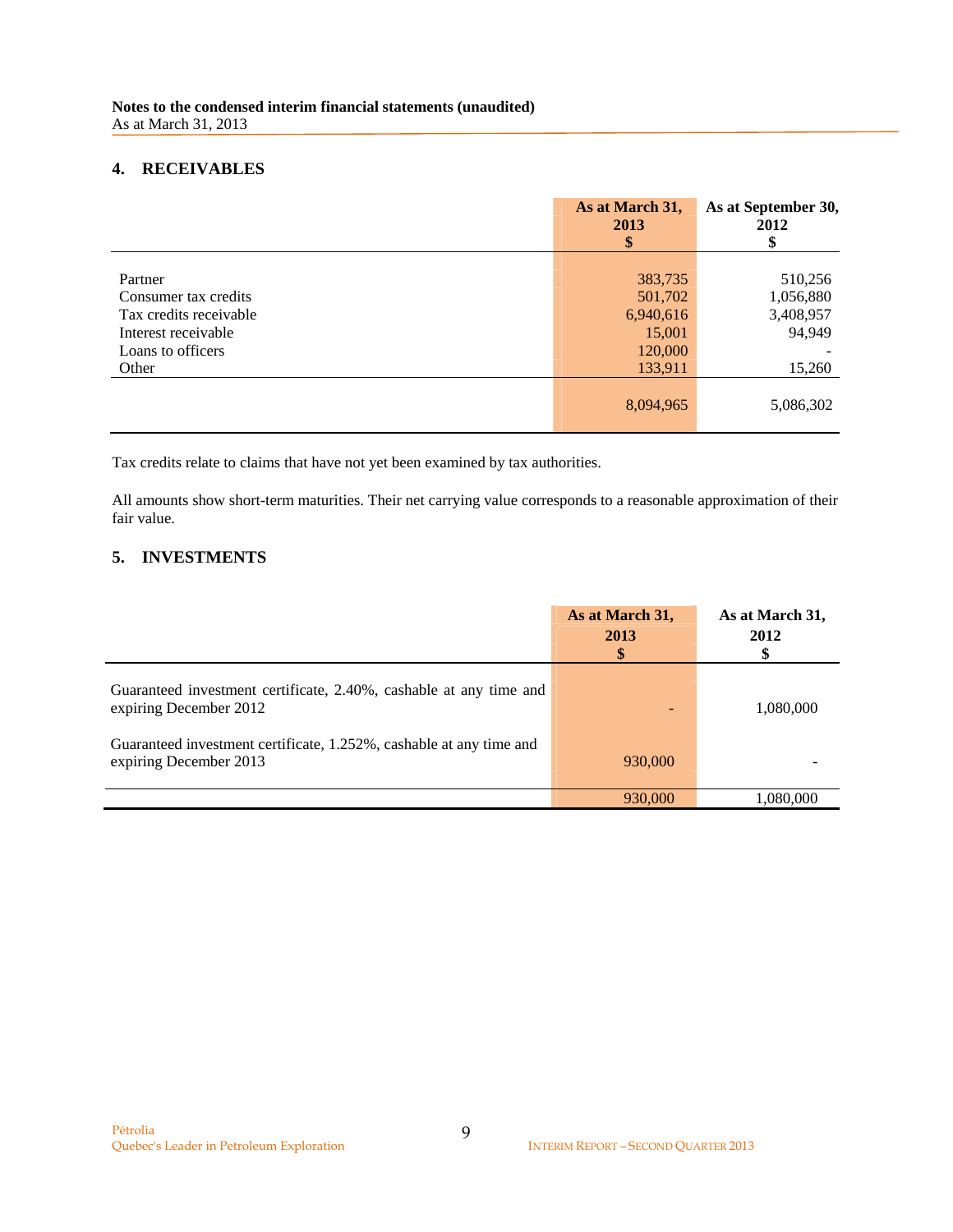**Notes to the condensed interim financial statements (unaudited)**
As at March 31, 2013

## 4. RECEIVABLES

| | As at March 31, 2013 $ | As at September 30, 2012 $ |
|---|---|---|
| Partner | 383,735 | 510,256 |
| Consumer tax credits | 501,702 | 1,056,880 |
| Tax credits receivable | 6,940,616 | 3,408,957 |
| Interest receivable | 15,001 | 94,949 |
| Loans to officers | 120,000 | - |
| Other | 133,911 | 15,260 |
| | 8,094,965 | 5,086,302 |

Tax credits relate to claims that have not yet been examined by tax authorities.

All amounts show short-term maturities. Their net carrying value corresponds to a reasonable approximation of their fair value.

## 5. INVESTMENTS

| | As at March 31, 2013 $ | As at March 31, 2012 $ |
|---|---|---|
| Guaranteed investment certificate, 2.40%, cashable at any time and expiring December 2012 | - | 1,080,000 |
| Guaranteed investment certificate, 1.252%, cashable at any time and expiring December 2013 | 930,000 | - |
| | 930,000 | 1,080,000 |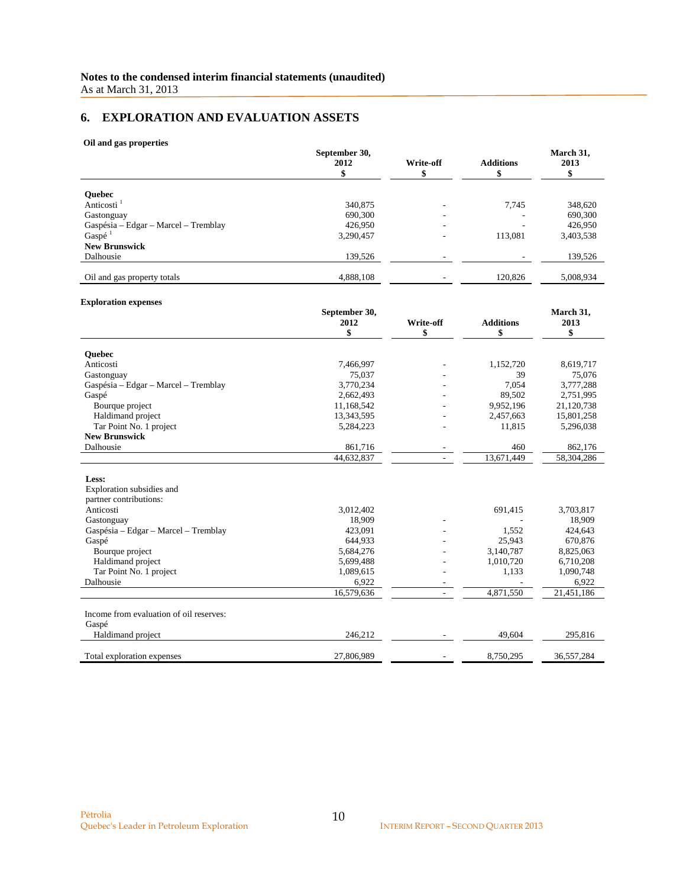## 6. EXPLORATION AND EVALUATION ASSETS

**Oil and gas properties**

| | September 30, 2012 $ | Write-off $ | Additions $ | March 31, 2013 $ |
|---|---|---|---|---|
| **Quebec** | | | | |
| Anticosti [1] | 340,875 | - | 7,745 | 348,620 |
| Gastonguay | 690,300 | - | - | 690,300 |
| Gaspésia – Edgar – Marcel – Tremblay | 426,950 | - | - | 426,950 |
| Gaspé [1] | 3,290,457 | - | 113,081 | 3,403,538 |
| **New Brunswick** | | | | |
| Dalhousie | 139,526 | - | - | 139,526 |
| Oil and gas property totals | 4,888,108 | - | 120,826 | 5,008,934 |

**Exploration expenses**

| | September 30, 2012 $ | Write-off $ | Additions $ | March 31, 2013 $ |
|---|---|---|---|---|
| **Quebec** | | | | |
| Anticosti | 7,466,997 | - | 1,152,720 | 8,619,717 |
| Gastonguay | 75,037 | - | 39 | 75,076 |
| Gaspésia – Edgar – Marcel – Tremblay | 3,770,234 | - | 7,054 | 3,777,288 |
| Gaspé | 2,662,493 | - | 89,502 | 2,751,995 |
| Bourque project | 11,168,542 | - | 9,952,196 | 21,120,738 |
| Haldimand project | 13,343,595 | - | 2,457,663 | 15,801,258 |
| Tar Point No. 1 project | 5,284,223 | - | 11,815 | 5,296,038 |
| **New Brunswick** | | | | |
| Dalhousie | 861,716 | - | 460 | 862,176 |
| | 44,632,837 | - | 13,671,449 | 58,304,286 |
| **Less:** | | | | |
| Exploration subsidies and partner contributions: | | | | |
| Anticosti | 3,012,402 | | 691,415 | 3,703,817 |
| Gastonguay | 18,909 | - | - | 18,909 |
| Gaspésia – Edgar – Marcel – Tremblay | 423,091 | - | 1,552 | 424,643 |
| Gaspé | 644,933 | - | 25,943 | 670,876 |
| Bourque project | 5,684,276 | - | 3,140,787 | 8,825,063 |
| Haldimand project | 5,699,488 | - | 1,010,720 | 6,710,208 |
| Tar Point No. 1 project | 1,089,615 | - | 1,133 | 1,090,748 |
| Dalhousie | 6,922 | - | - | 6,922 |
| | 16,579,636 | - | 4,871,550 | 21,451,186 |
| Income from evaluation of oil reserves: | | | | |
| Gaspé | | | | |
| Haldimand project | 246,212 | - | 49,604 | 295,816 |
| Total exploration expenses | 27,806,989 | - | 8,750,295 | 36,557,284 |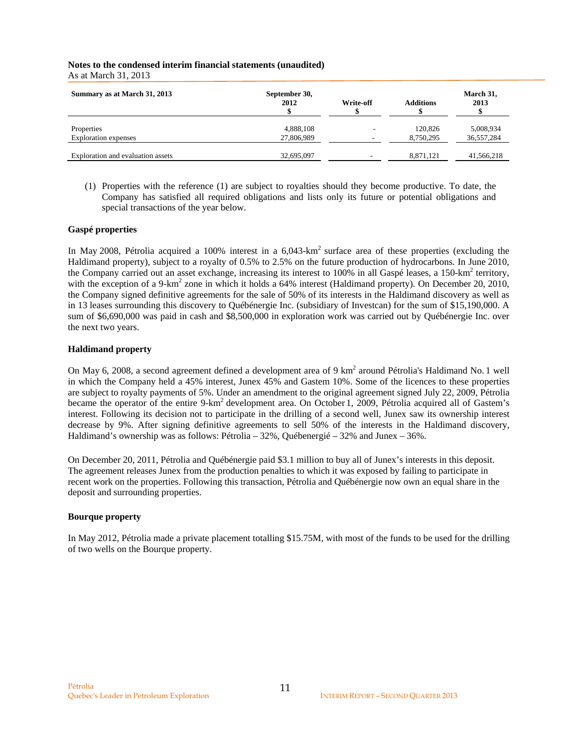**Notes to the condensed interim financial statements (unaudited)**
As at March 31, 2013

| Summary as at March 31, 2013 | September 30, 2012 $ | Write-off $ | Additions $ | March 31, 2013 $ |
|---|---|---|---|---|
| Properties | 4,888,108 | - | 120,826 | 5,008,934 |
| Exploration expenses | 27,806,989 | - | 8,750,295 | 36,557,284 |
| Exploration and evaluation assets | 32,695,097 | - | 8,871,121 | 41,566,218 |

(1) Properties with the reference (1) are subject to royalties should they become productive. To date, the Company has satisfied all required obligations and lists only its future or potential obligations and special transactions of the year below.

**Gaspé properties**

In May 2008, Pétrolia acquired a 100% interest in a 6,043-km$^2$ surface area of these properties (excluding the Haldimand property), subject to a royalty of 0.5% to 2.5% on the future production of hydrocarbons. In June 2010, the Company carried out an asset exchange, increasing its interest to 100% in all Gaspé leases, a 150-km$^2$ territory, with the exception of a 9-km$^2$ zone in which it holds a 64% interest (Haldimand property). On December 20, 2010, the Company signed definitive agreements for the sale of 50% of its interests in the Haldimand discovery as well as in 13 leases surrounding this discovery to Québénergie Inc. (subsidiary of Investcan) for the sum of $15,190,000. A sum of $6,690,000 was paid in cash and $8,500,000 in exploration work was carried out by Québénergie Inc. over the next two years.

**Haldimand property**

On May 6, 2008, a second agreement defined a development area of 9 km$^2$ around Pétrolia's Haldimand No. 1 well in which the Company held a 45% interest, Junex 45% and Gastem 10%. Some of the licences to these properties are subject to royalty payments of 5%. Under an amendment to the original agreement signed July 22, 2009, Pétrolia became the operator of the entire 9-km$^2$ development area. On October 1, 2009, Pétrolia acquired all of Gastem's interest. Following its decision not to participate in the drilling of a second well, Junex saw its ownership interest decrease by 9%. After signing definitive agreements to sell 50% of the interests in the Haldimand discovery, Haldimand's ownership was as follows: Pétrolia – 32%, Québenergié – 32% and Junex – 36%.

On December 20, 2011, Pétrolia and Québénergie paid $3.1 million to buy all of Junex's interests in this deposit. The agreement releases Junex from the production penalties to which it was exposed by failing to participate in recent work on the properties. Following this transaction, Pétrolia and Québénergie now own an equal share in the deposit and surrounding properties.

**Bourque property**

In May 2012, Pétrolia made a private placement totalling $15.75M, with most of the funds to be used for the drilling of two wells on the Bourque property.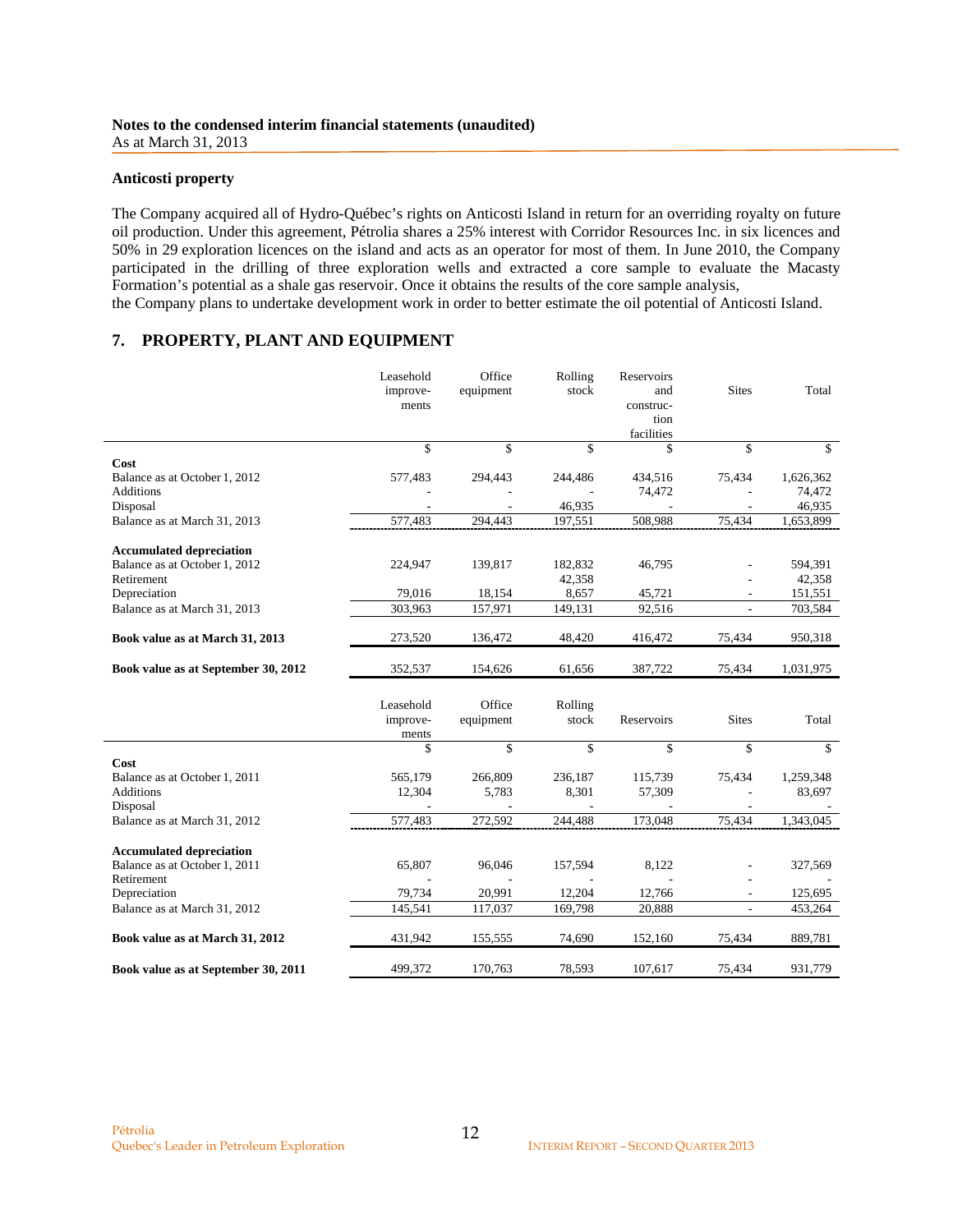**Anticosti property**

The Company acquired all of Hydro-Québec's rights on Anticosti Island in return for an overriding royalty on future oil production. Under this agreement, Pétrolia shares a 25% interest with Corridor Resources Inc. in six licences and 50% in 29 exploration licences on the island and acts as an operator for most of them. In June 2010, the Company participated in the drilling of three exploration wells and extracted a core sample to evaluate the Macasty Formation's potential as a shale gas reservoir. Once it obtains the results of the core sample analysis, the Company plans to undertake development work in order to better estimate the oil potential of Anticosti Island.

## 7. PROPERTY, PLANT AND EQUIPMENT

| | Leasehold improve-ments | Office equipment | Rolling stock | Reservoirs and construc-tion facilities | Sites | Total |
|---|---|---|---|---|---|---|
| | $ | $ | $ | $ | $ | $ |
| **Cost** | | | | | | |
| Balance as at October 1, 2012 | 577,483 | 294,443 | 244,486 | 434,516 | 75,434 | 1,626,362 |
| Additions | - | - | - | 74,472 | - | 74,472 |
| Disposal | - | - | 46,935 | - | - | 46,935 |
| Balance as at March 31, 2013 | 577,483 | 294,443 | 197,551 | 508,988 | 75,434 | 1,653,899 |
| **Accumulated depreciation** | | | | | | |
| Balance as at October 1, 2012 | 224,947 | 139,817 | 182,832 | 46,795 | - | 594,391 |
| Retirement | | | 42,358 | | - | 42,358 |
| Depreciation | 79,016 | 18,154 | 8,657 | 45,721 | - | 151,551 |
| Balance as at March 31, 2013 | 303,963 | 157,971 | 149,131 | 92,516 | - | 703,584 |
| **Book value as at March 31, 2013** | 273,520 | 136,472 | 48,420 | 416,472 | 75,434 | 950,318 |
| **Book value as at September 30, 2012** | 352,537 | 154,626 | 61,656 | 387,722 | 75,434 | 1,031,975 |

| | Leasehold improve-ments | Office equipment | Rolling stock | Reservoirs | Sites | Total |
|---|---|---|---|---|---|---|
| | $ | $ | $ | $ | $ | $ |
| **Cost** | | | | | | |
| Balance as at October 1, 2011 | 565,179 | 266,809 | 236,187 | 115,739 | 75,434 | 1,259,348 |
| Additions | 12,304 | 5,783 | 8,301 | 57,309 | - | 83,697 |
| Disposal | - | - | - | - | - | - |
| Balance as at March 31, 2012 | 577,483 | 272,592 | 244,488 | 173,048 | 75,434 | 1,343,045 |
| **Accumulated depreciation** | | | | | | |
| Balance as at October 1, 2011 | 65,807 | 96,046 | 157,594 | 8,122 | - | 327,569 |
| Retirement | - | - | - | - | - | - |
| Depreciation | 79,734 | 20,991 | 12,204 | 12,766 | - | 125,695 |
| Balance as at March 31, 2012 | 145,541 | 117,037 | 169,798 | 20,888 | - | 453,264 |
| **Book value as at March 31, 2012** | 431,942 | 155,555 | 74,690 | 152,160 | 75,434 | 889,781 |
| **Book value as at September 30, 2011** | 499,372 | 170,763 | 78,593 | 107,617 | 75,434 | 931,779 |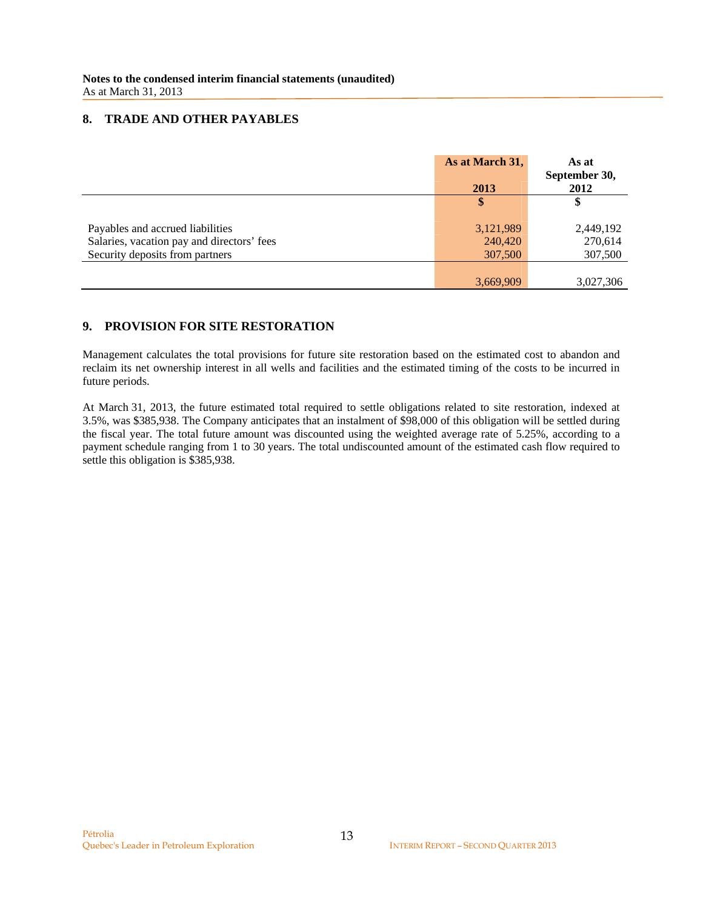**Notes to the condensed interim financial statements (unaudited)**
As at March 31, 2013

## 8. TRADE AND OTHER PAYABLES

| | As at March 31, 2013 | As at September 30, 2012 |
|---|---|---|
| | $ | $ |
| Payables and accrued liabilities | 3,121,989 | 2,449,192 |
| Salaries, vacation pay and directors' fees | 240,420 | 270,614 |
| Security deposits from partners | 307,500 | 307,500 |
| | 3,669,909 | 3,027,306 |

## 9. PROVISION FOR SITE RESTORATION

Management calculates the total provisions for future site restoration based on the estimated cost to abandon and reclaim its net ownership interest in all wells and facilities and the estimated timing of the costs to be incurred in future periods.

At March 31, 2013, the future estimated total required to settle obligations related to site restoration, indexed at 3.5%, was $385,938. The Company anticipates that an instalment of $98,000 of this obligation will be settled during the fiscal year. The total future amount was discounted using the weighted average rate of 5.25%, according to a payment schedule ranging from 1 to 30 years. The total undiscounted amount of the estimated cash flow required to settle this obligation is $385,938.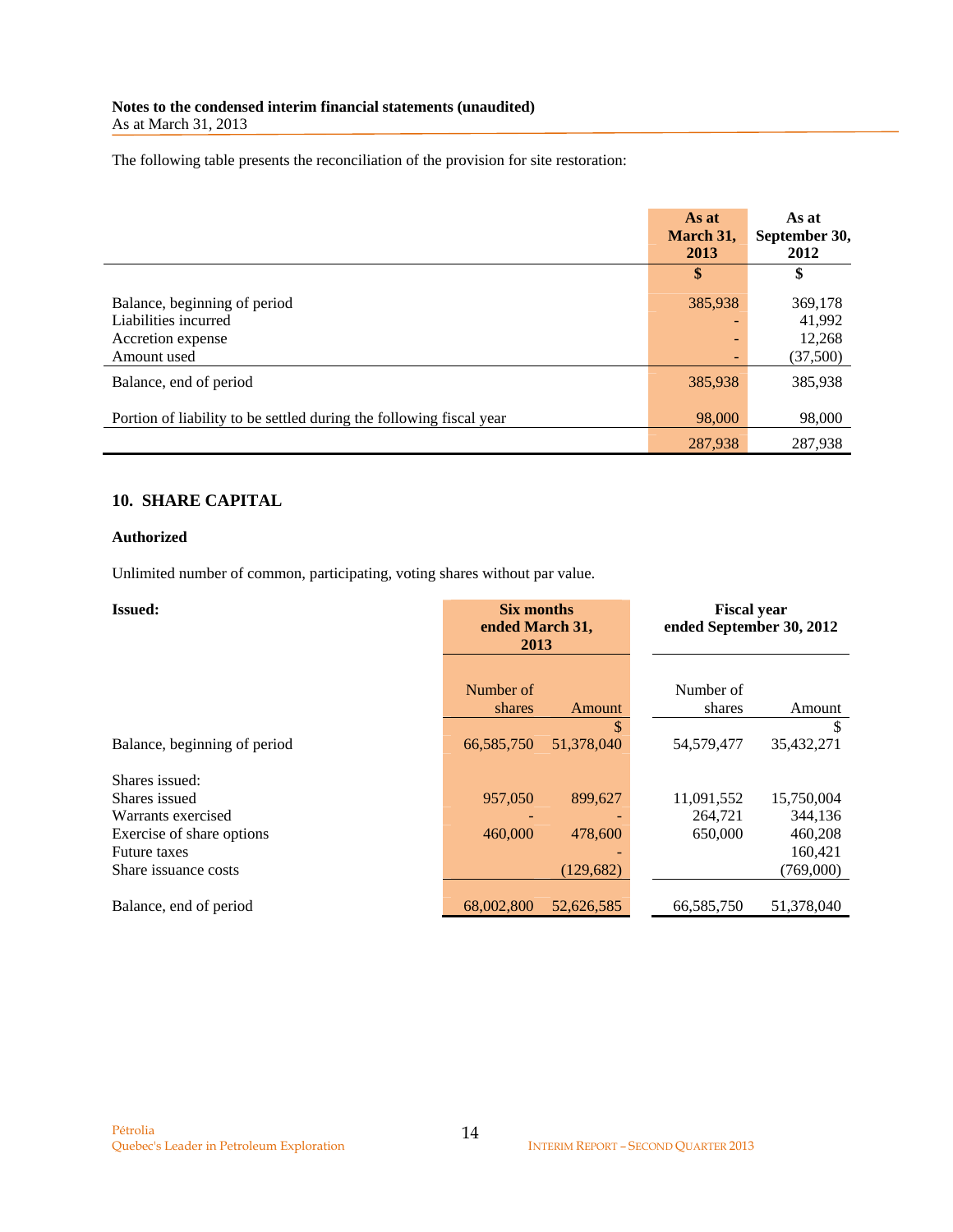The following table presents the reconciliation of the provision for site restoration:

| | As at March 31, 2013 | As at September 30, 2012 |
|---|---|---|
| | $ | $ |
| Balance, beginning of period | 385,938 | 369,178 |
| Liabilities incurred | - | 41,992 |
| Accretion expense | - | 12,268 |
| Amount used | - | (37,500) |
| Balance, end of period | 385,938 | 385,938 |
| Portion of liability to be settled during the following fiscal year | 98,000 | 98,000 |
| | 287,938 | 287,938 |

## 10. SHARE CAPITAL

**Authorized**

Unlimited number of common, participating, voting shares without par value.

| **Issued:** | **Six months ended March 31, 2013** | | **Fiscal year ended September 30, 2012** | |
|---|---|---|---|---|
| | Number of shares | Amount | Number of shares | Amount |
| | | $ | | $ |
| Balance, beginning of period | 66,585,750 | 51,378,040 | 54,579,477 | 35,432,271 |
| Shares issued: | | | | |
| Shares issued | 957,050 | 899,627 | 11,091,552 | 15,750,004 |
| Warrants exercised | - | - | 264,721 | 344,136 |
| Exercise of share options | 460,000 | 478,600 | 650,000 | 460,208 |
| Future taxes | | - | | 160,421 |
| Share issuance costs | | (129,682) | | (769,000) |
| Balance, end of period | 68,002,800 | 52,626,585 | 66,585,750 | 51,378,040 |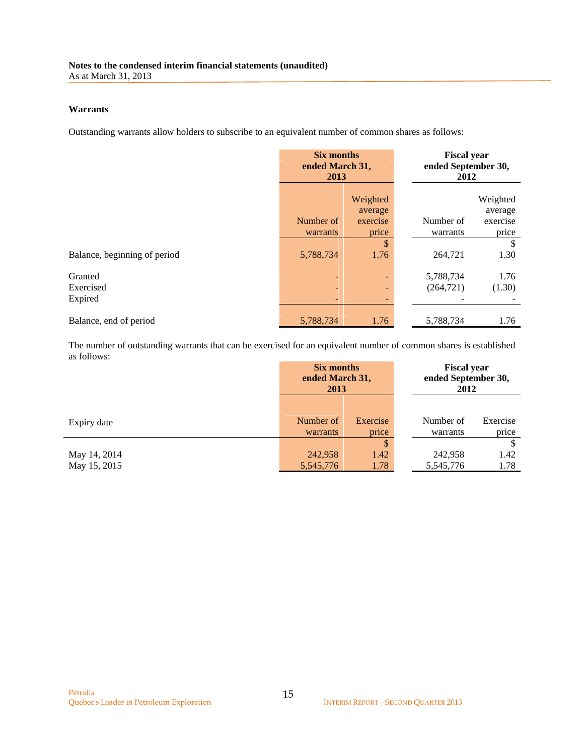Notes to the condensed interim financial statements (unaudited)
As at March 31, 2013

**Warrants**

Outstanding warrants allow holders to subscribe to an equivalent number of common shares as follows:

| | Six months ended March 31, 2013 | | Fiscal year ended September 30, 2012 | |
|---|---|---|---|---|
| | Number of warrants | Weighted average exercise price | Number of warrants | Weighted average exercise price |
| | | $ | | $ |
| Balance, beginning of period | 5,788,734 | 1.76 | 264,721 | 1.30 |
| Granted | - | - | 5,788,734 | 1.76 |
| Exercised | - | - | (264,721) | (1.30) |
| Expired | - | - | - | - |
| Balance, end of period | 5,788,734 | 1.76 | 5,788,734 | 1.76 |

The number of outstanding warrants that can be exercised for an equivalent number of common shares is established as follows:

| | Six months ended March 31, 2013 | | Fiscal year ended September 30, 2012 | |
|---|---|---|---|---|
| Expiry date | Number of warrants | Exercise price | Number of warrants | Exercise price |
| | | $ | | $ |
| May 14, 2014 | 242,958 | 1.42 | 242,958 | 1.42 |
| May 15, 2015 | 5,545,776 | 1.78 | 5,545,776 | 1.78 |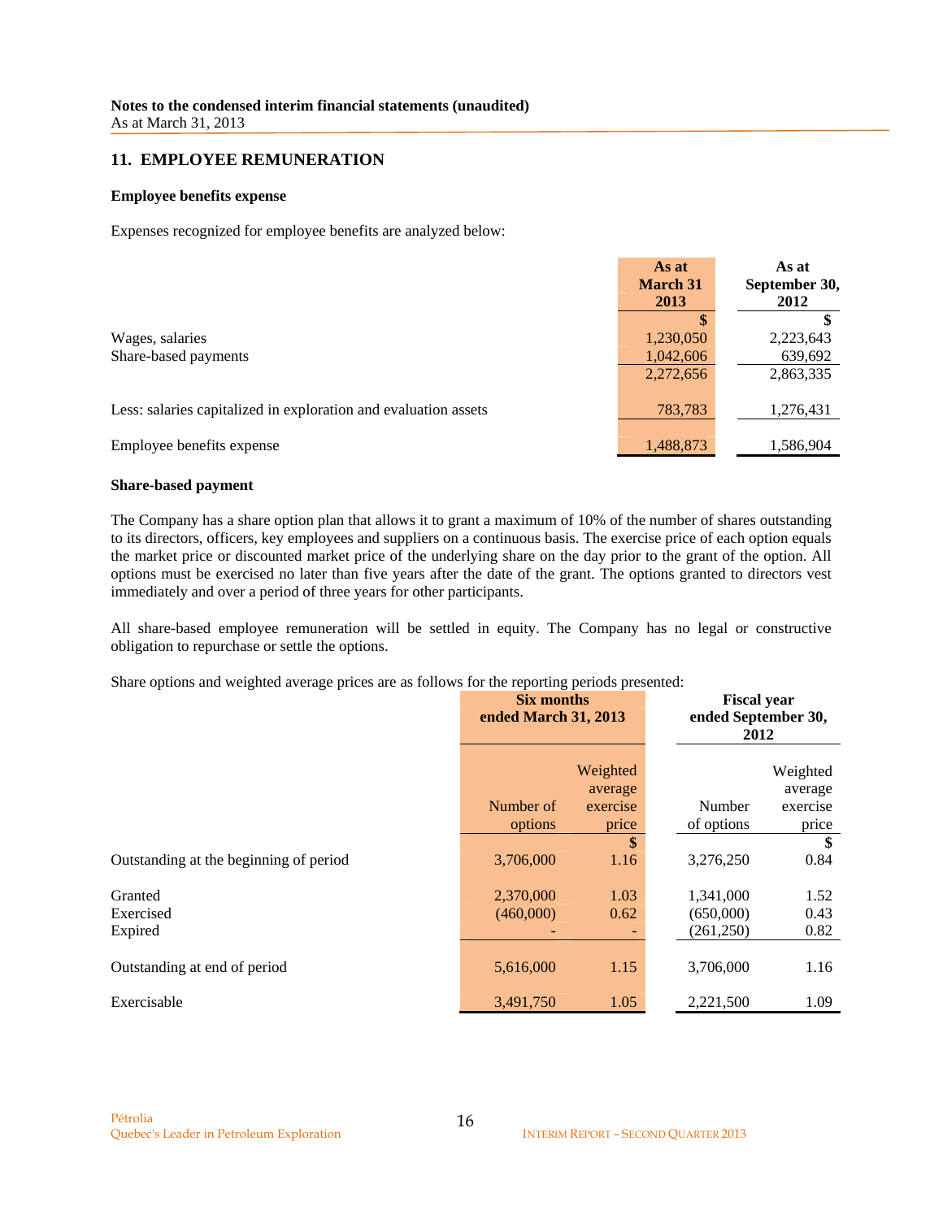**Notes to the condensed interim financial statements (unaudited)**
As at March 31, 2013

## 11. EMPLOYEE REMUNERATION

### Employee benefits expense

Expenses recognized for employee benefits are analyzed below:

| | As at March 31 2013 | As at September 30, 2012 |
|---|---|---|
| | $ | $ |
| Wages, salaries | 1,230,050 | 2,223,643 |
| Share-based payments | 1,042,606 | 639,692 |
| | 2,272,656 | 2,863,335 |
| Less: salaries capitalized in exploration and evaluation assets | 783,783 | 1,276,431 |
| Employee benefits expense | 1,488,873 | 1,586,904 |

### Share-based payment

The Company has a share option plan that allows it to grant a maximum of 10% of the number of shares outstanding to its directors, officers, key employees and suppliers on a continuous basis. The exercise price of each option equals the market price or discounted market price of the underlying share on the day prior to the grant of the option. All options must be exercised no later than five years after the date of the grant. The options granted to directors vest immediately and over a period of three years for other participants.

All share-based employee remuneration will be settled in equity. The Company has no legal or constructive obligation to repurchase or settle the options.

Share options and weighted average prices are as follows for the reporting periods presented:

| | Six months ended March 31, 2013 | | Fiscal year ended September 30, 2012 | |
|---|---|---|---|---|
| | Number of options | Weighted average exercise price | Number of options | Weighted average exercise price |
| | | $ | | $ |
| Outstanding at the beginning of period | 3,706,000 | 1.16 | 3,276,250 | 0.84 |
| Granted | 2,370,000 | 1.03 | 1,341,000 | 1.52 |
| Exercised | (460,000) | 0.62 | (650,000) | 0.43 |
| Expired | - | - | (261,250) | 0.82 |
| Outstanding at end of period | 5,616,000 | 1.15 | 3,706,000 | 1.16 |
| Exercisable | 3,491,750 | 1.05 | 2,221,500 | 1.09 |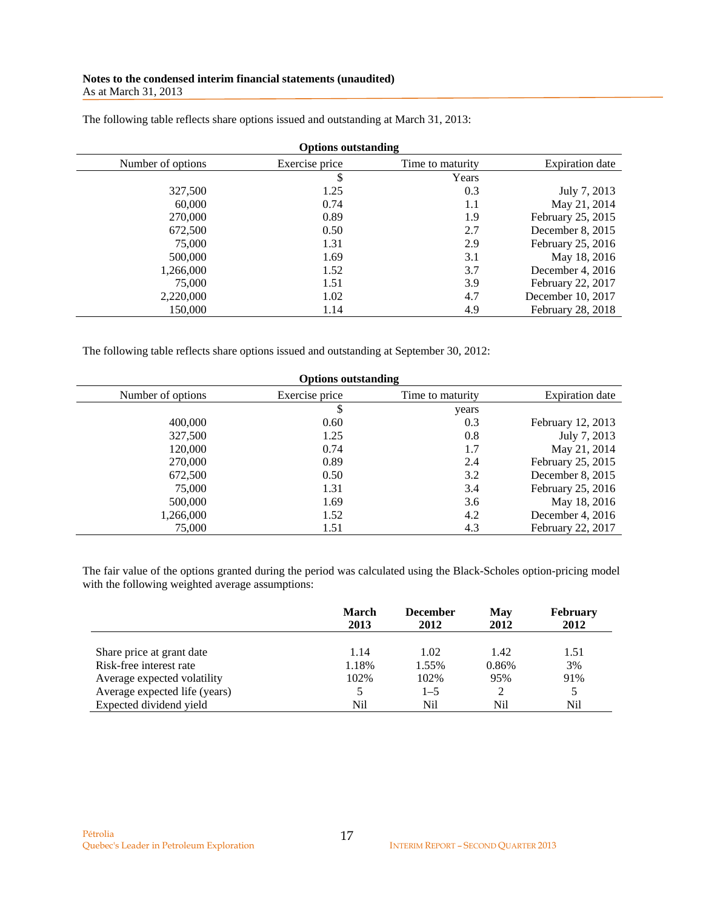The following table reflects share options issued and outstanding at March 31, 2013:

| Options outstanding | | | |
|---|---|---|---|
| Number of options | Exercise price | Time to maturity | Expiration date |
| | $ | Years | |
| 327,500 | 1.25 | 0.3 | July 7, 2013 |
| 60,000 | 0.74 | 1.1 | May 21, 2014 |
| 270,000 | 0.89 | 1.9 | February 25, 2015 |
| 672,500 | 0.50 | 2.7 | December 8, 2015 |
| 75,000 | 1.31 | 2.9 | February 25, 2016 |
| 500,000 | 1.69 | 3.1 | May 18, 2016 |
| 1,266,000 | 1.52 | 3.7 | December 4, 2016 |
| 75,000 | 1.51 | 3.9 | February 22, 2017 |
| 2,220,000 | 1.02 | 4.7 | December 10, 2017 |
| 150,000 | 1.14 | 4.9 | February 28, 2018 |

The following table reflects share options issued and outstanding at September 30, 2012:

| Options outstanding | | | |
|---|---|---|---|
| Number of options | Exercise price | Time to maturity | Expiration date |
| | $ | years | |
| 400,000 | 0.60 | 0.3 | February 12, 2013 |
| 327,500 | 1.25 | 0.8 | July 7, 2013 |
| 120,000 | 0.74 | 1.7 | May 21, 2014 |
| 270,000 | 0.89 | 2.4 | February 25, 2015 |
| 672,500 | 0.50 | 3.2 | December 8, 2015 |
| 75,000 | 1.31 | 3.4 | February 25, 2016 |
| 500,000 | 1.69 | 3.6 | May 18, 2016 |
| 1,266,000 | 1.52 | 4.2 | December 4, 2016 |
| 75,000 | 1.51 | 4.3 | February 22, 2017 |

The fair value of the options granted during the period was calculated using the Black-Scholes option-pricing model with the following weighted average assumptions:

| | **March 2013** | **December 2012** | **May 2012** | **February 2012** |
|---|---|---|---|---|
| Share price at grant date | 1.14 | 1.02 | 1.42 | 1.51 |
| Risk-free interest rate | 1.18% | 1.55% | 0.86% | 3% |
| Average expected volatility | 102% | 102% | 95% | 91% |
| Average expected life (years) | 5 | 1–5 | 2 | 5 |
| Expected dividend yield | Nil | Nil | Nil | Nil |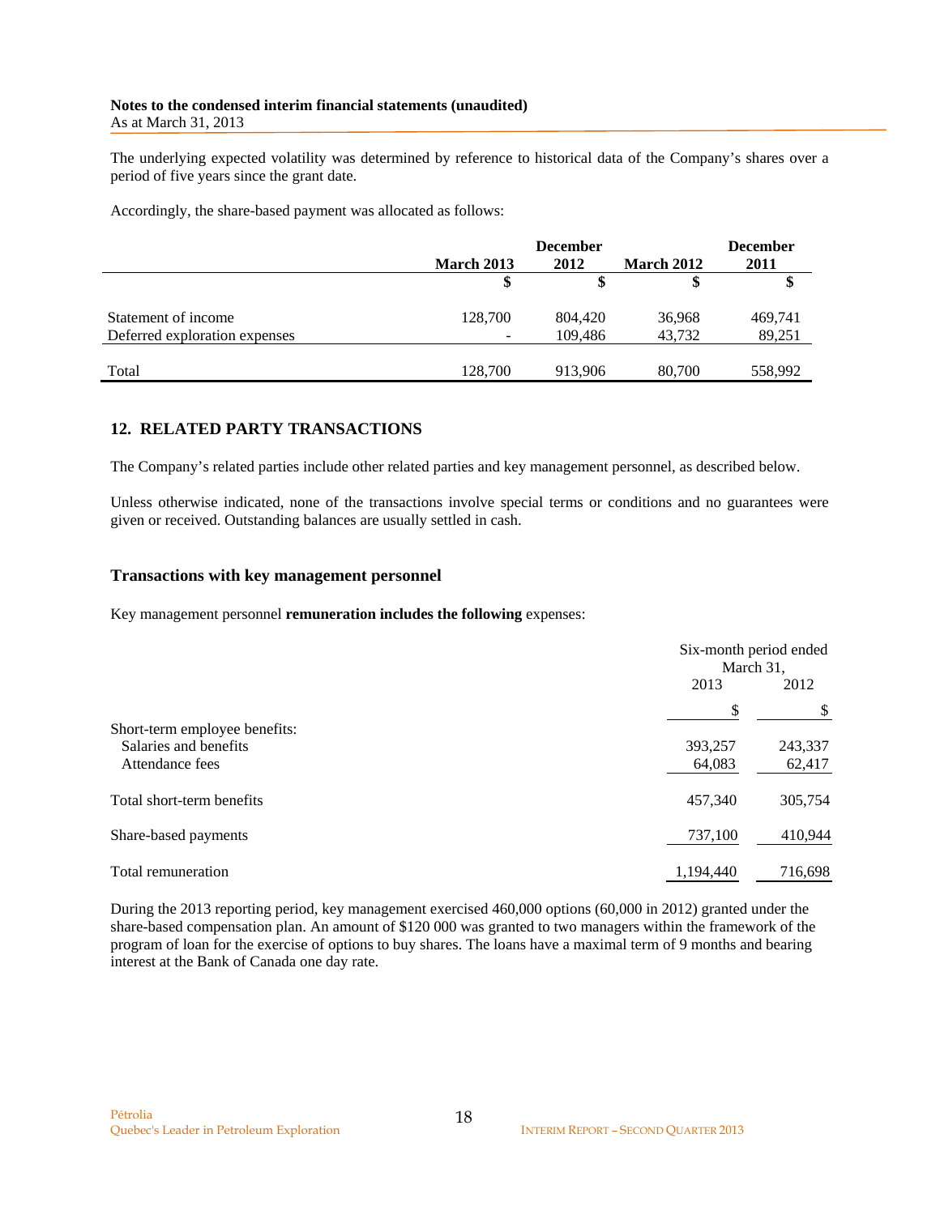**Notes to the condensed interim financial statements (unaudited)**
As at March 31, 2013

The underlying expected volatility was determined by reference to historical data of the Company's shares over a period of five years since the grant date.

Accordingly, the share-based payment was allocated as follows:

| | March 2013 | December 2012 | March 2012 | December 2011 |
|---|---|---|---|---|
| | $ | $ | $ | $ |
| Statement of income | 128,700 | 804,420 | 36,968 | 469,741 |
| Deferred exploration expenses | - | 109,486 | 43,732 | 89,251 |
| Total | 128,700 | 913,906 | 80,700 | 558,992 |

## 12. RELATED PARTY TRANSACTIONS

The Company's related parties include other related parties and key management personnel, as described below.

Unless otherwise indicated, none of the transactions involve special terms or conditions and no guarantees were given or received. Outstanding balances are usually settled in cash.

### Transactions with key management personnel

Key management personnel **remuneration includes the following** expenses:

| | Six-month period ended March 31, 2013 | 2012 |
|---|---|---|
| | $ | $ |
| Short-term employee benefits: | | |
| Salaries and benefits | 393,257 | 243,337 |
| Attendance fees | 64,083 | 62,417 |
| Total short-term benefits | 457,340 | 305,754 |
| Share-based payments | 737,100 | 410,944 |
| Total remuneration | 1,194,440 | 716,698 |

During the 2013 reporting period, key management exercised 460,000 options (60,000 in 2012) granted under the share-based compensation plan. An amount of $120 000 was granted to two managers within the framework of the program of loan for the exercise of options to buy shares. The loans have a maximal term of 9 months and bearing interest at the Bank of Canada one day rate.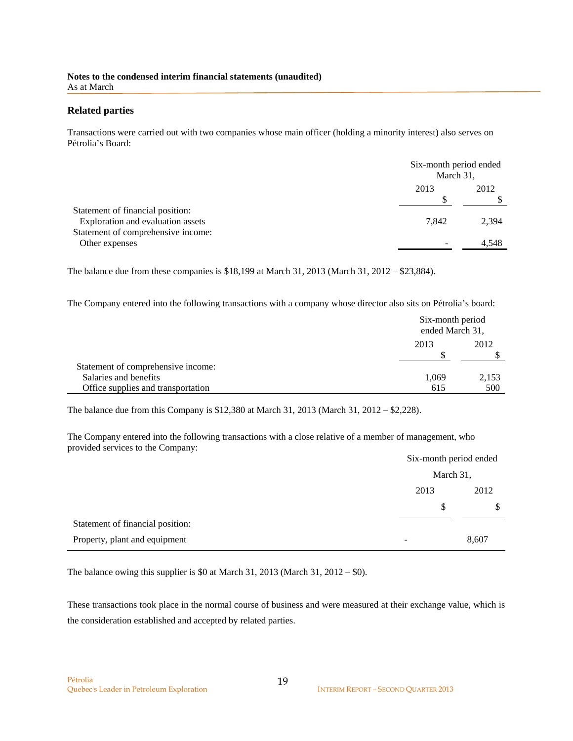**Notes to the condensed interim financial statements (unaudited)**
As at March

### Related parties

Transactions were carried out with two companies whose main officer (holding a minority interest) also serves on Pétrolia's Board:

| | Six-month period ended March 31, | |
|---|---|---|
| | 2013 | 2012 |
| | $ | $ |
| Statement of financial position: | | |
| Exploration and evaluation assets | 7,842 | 2,394 |
| Statement of comprehensive income: | | |
| Other expenses | - | 4,548 |

The balance due from these companies is $18,199 at March 31, 2013 (March 31, 2012 – $23,884).

The Company entered into the following transactions with a company whose director also sits on Pétrolia's board:

| | Six-month period ended March 31, | |
|---|---|---|
| | 2013 | 2012 |
| | $ | $ |
| Statement of comprehensive income: | | |
| Salaries and benefits | 1,069 | 2,153 |
| Office supplies and transportation | 615 | 500 |

The balance due from this Company is $12,380 at March 31, 2013 (March 31, 2012 – $2,228).

The Company entered into the following transactions with a close relative of a member of management, who provided services to the Company:

| | Six-month period ended March 31, | |
|---|---|---|
| | 2013 | 2012 |
| | $ | $ |
| Statement of financial position: | | |
| Property, plant and equipment | - | 8,607 |

The balance owing this supplier is $0 at March 31, 2013 (March 31, 2012 – $0).

These transactions took place in the normal course of business and were measured at their exchange value, which is the consideration established and accepted by related parties.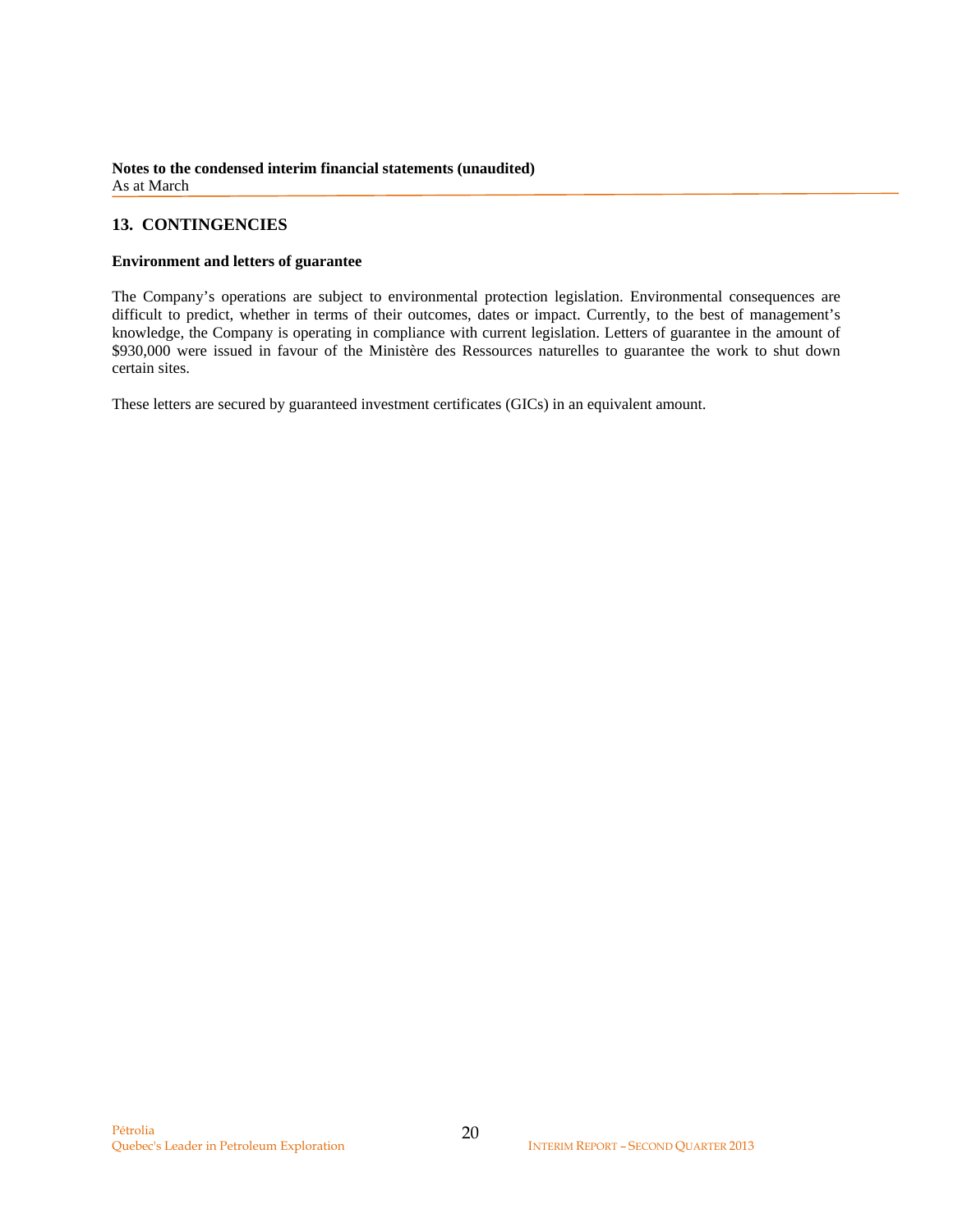## 13. CONTINGENCIES

**Environment and letters of guarantee**

The Company's operations are subject to environmental protection legislation. Environmental consequences are difficult to predict, whether in terms of their outcomes, dates or impact. Currently, to the best of management's knowledge, the Company is operating in compliance with current legislation. Letters of guarantee in the amount of $930,000 were issued in favour of the Ministère des Ressources naturelles to guarantee the work to shut down certain sites.

These letters are secured by guaranteed investment certificates (GICs) in an equivalent amount.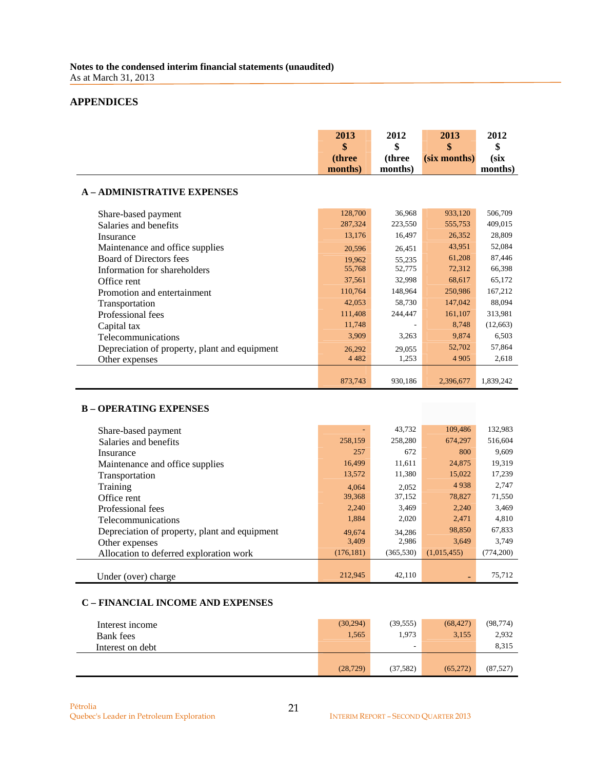**Notes to the condensed interim financial statements (unaudited)**
As at March 31, 2013

## APPENDICES

| | 2013 $ (three months) | 2012 $ (three months) | 2013 $ (six months) | 2012 $ (six months) |
|---|---|---|---|---|
| **A – ADMINISTRATIVE EXPENSES** | | | | |
| Share-based payment | 128,700 | 36,968 | 933,120 | 506,709 |
| Salaries and benefits | 287,324 | 223,550 | 555,753 | 409,015 |
| Insurance | 13,176 | 16,497 | 26,352 | 28,809 |
| Maintenance and office supplies | 20,596 | 26,451 | 43,951 | 52,084 |
| Board of Directors fees | 19,962 | 55,235 | 61,208 | 87,446 |
| Information for shareholders | 55,768 | 52,775 | 72,312 | 66,398 |
| Office rent | 37,561 | 32,998 | 68,617 | 65,172 |
| Promotion and entertainment | 110,764 | 148,964 | 250,986 | 167,212 |
| Transportation | 42,053 | 58,730 | 147,042 | 88,094 |
| Professional fees | 111,408 | 244,447 | 161,107 | 313,981 |
| Capital tax | 11,748 | - | 8,748 | (12,663) |
| Telecommunications | 3,909 | 3,263 | 9,874 | 6,503 |
| Depreciation of property, plant and equipment | 26,292 | 29,055 | 52,702 | 57,864 |
| Other expenses | 4 482 | 1,253 | 4 905 | 2,618 |
| | 873,743 | 930,186 | 2,396,677 | 1,839,242 |
| **B – OPERATING EXPENSES** | | | | |
| Share-based payment | - | 43,732 | 109,486 | 132,983 |
| Salaries and benefits | 258,159 | 258,280 | 674,297 | 516,604 |
| Insurance | 257 | 672 | 800 | 9,609 |
| Maintenance and office supplies | 16,499 | 11,611 | 24,875 | 19,319 |
| Transportation | 13,572 | 11,380 | 15,022 | 17,239 |
| Training | 4,064 | 2,052 | 4 938 | 2,747 |
| Office rent | 39,368 | 37,152 | 78,827 | 71,550 |
| Professional fees | 2,240 | 3,469 | 2,240 | 3,469 |
| Telecommunications | 1,884 | 2,020 | 2,471 | 4,810 |
| Depreciation of property, plant and equipment | 49,674 | 34,286 | 98,850 | 67,833 |
| Other expenses | 3,409 | 2,986 | 3,649 | 3,749 |
| Allocation to deferred exploration work | (176,181) | (365,530) | (1,015,455) | (774,200) |
| Under (over) charge | 212,945 | 42,110 | - | 75,712 |
| **C – FINANCIAL INCOME AND EXPENSES** | | | | |
| Interest income | (30,294) | (39,555) | (68,427) | (98,774) |
| Bank fees | 1,565 | 1,973 | 3,155 | 2,932 |
| Interest on debt | | - | | 8,315 |
| | (28,729) | (37,582) | (65,272) | (87,527) |